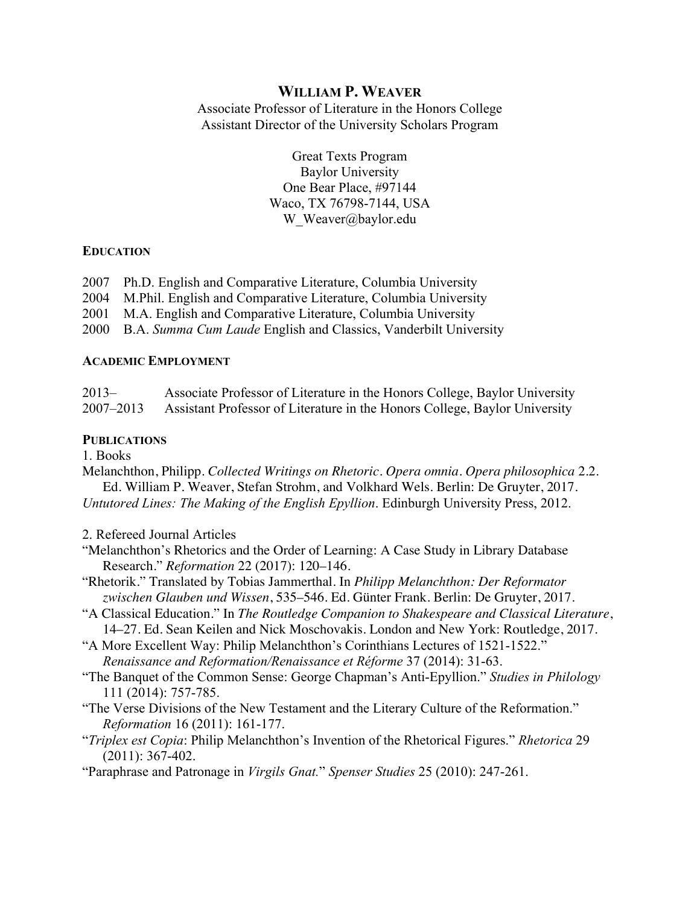# WILLIAM P. WEAVER

Associate Professor of Literature in the Honors College
Assistant Director of the University Scholars Program

Great Texts Program
Baylor University
One Bear Place, #97144
Waco, TX 76798-7144, USA
W_Weaver@baylor.edu

## EDUCATION

2007 Ph.D. English and Comparative Literature, Columbia University
2004 M.Phil. English and Comparative Literature, Columbia University
2001 M.A. English and Comparative Literature, Columbia University
2000 B.A. *Summa Cum Laude* English and Classics, Vanderbilt University

## ACADEMIC EMPLOYMENT

2013– Associate Professor of Literature in the Honors College, Baylor University
2007–2013 Assistant Professor of Literature in the Honors College, Baylor University

## PUBLICATIONS

1. Books

Melanchthon, Philipp. *Collected Writings on Rhetoric*. *Opera omnia*. *Opera philosophica* 2.2. Ed. William P. Weaver, Stefan Strohm, and Volkhard Wels. Berlin: De Gruyter, 2017.

*Untutored Lines: The Making of the English Epyllion*. Edinburgh University Press, 2012.

2. Refereed Journal Articles

"Melanchthon's Rhetorics and the Order of Learning: A Case Study in Library Database Research." *Reformation* 22 (2017): 120–146.

"Rhetorik." Translated by Tobias Jammerthal. In *Philipp Melanchthon: Der Reformator zwischen Glauben und Wissen*, 535–546. Ed. Günter Frank. Berlin: De Gruyter, 2017.

"A Classical Education." In *The Routledge Companion to Shakespeare and Classical Literature*, 14–27. Ed. Sean Keilen and Nick Moschovakis. London and New York: Routledge, 2017.

"A More Excellent Way: Philip Melanchthon's Corinthians Lectures of 1521-1522." *Renaissance and Reformation/Renaissance et Réforme* 37 (2014): 31-63.

"The Banquet of the Common Sense: George Chapman's Anti-Epyllion." *Studies in Philology* 111 (2014): 757-785.

"The Verse Divisions of the New Testament and the Literary Culture of the Reformation." *Reformation* 16 (2011): 161-177.

"*Triplex est Copia*: Philip Melanchthon's Invention of the Rhetorical Figures." *Rhetorica* 29 (2011): 367-402.

"Paraphrase and Patronage in *Virgils Gnat*." *Spenser Studies* 25 (2010): 247-261.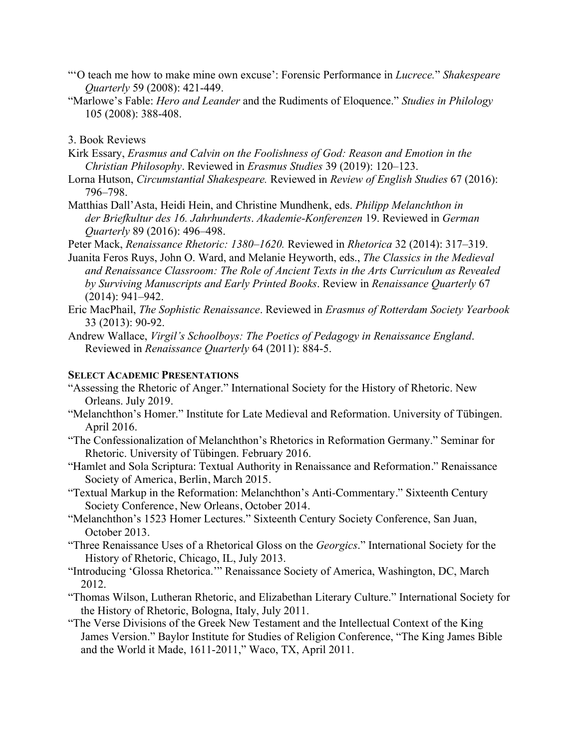"'O teach me how to make mine own excuse': Forensic Performance in *Lucrece.*" *Shakespeare Quarterly* 59 (2008): 421-449.

"Marlowe's Fable: *Hero and Leander* and the Rudiments of Eloquence." *Studies in Philology* 105 (2008): 388-408.

3. Book Reviews

Kirk Essary, *Erasmus and Calvin on the Foolishness of God: Reason and Emotion in the Christian Philosophy*. Reviewed in *Erasmus Studies* 39 (2019): 120–123.

Lorna Hutson, *Circumstantial Shakespeare.* Reviewed in *Review of English Studies* 67 (2016): 796–798.

Matthias Dall'Asta, Heidi Hein, and Christine Mundhenk, eds. *Philipp Melanchthon in der Briefkultur des 16. Jahrhunderts*. *Akademie-Konferenzen* 19. Reviewed in *German Quarterly* 89 (2016): 496–498.

Peter Mack, *Renaissance Rhetoric: 1380–1620.* Reviewed in *Rhetorica* 32 (2014): 317–319.

Juanita Feros Ruys, John O. Ward, and Melanie Heyworth, eds., *The Classics in the Medieval and Renaissance Classroom: The Role of Ancient Texts in the Arts Curriculum as Revealed by Surviving Manuscripts and Early Printed Books*. Review in *Renaissance Quarterly* 67 (2014): 941–942.

Eric MacPhail, *The Sophistic Renaissance*. Reviewed in *Erasmus of Rotterdam Society Yearbook* 33 (2013): 90-92.

Andrew Wallace, *Virgil's Schoolboys: The Poetics of Pedagogy in Renaissance England*. Reviewed in *Renaissance Quarterly* 64 (2011): 884-5.

## Select Academic Presentations

"Assessing the Rhetoric of Anger." International Society for the History of Rhetoric. New Orleans. July 2019.

"Melanchthon's Homer." Institute for Late Medieval and Reformation. University of Tübingen. April 2016.

"The Confessionalization of Melanchthon's Rhetorics in Reformation Germany." Seminar for Rhetoric. University of Tübingen. February 2016.

"Hamlet and Sola Scriptura: Textual Authority in Renaissance and Reformation." Renaissance Society of America, Berlin, March 2015.

"Textual Markup in the Reformation: Melanchthon's Anti-Commentary." Sixteenth Century Society Conference, New Orleans, October 2014.

"Melanchthon's 1523 Homer Lectures." Sixteenth Century Society Conference, San Juan, October 2013.

"Three Renaissance Uses of a Rhetorical Gloss on the *Georgics*." International Society for the History of Rhetoric, Chicago, IL, July 2013.

"Introducing 'Glossa Rhetorica.'" Renaissance Society of America, Washington, DC, March 2012.

"Thomas Wilson, Lutheran Rhetoric, and Elizabethan Literary Culture." International Society for the History of Rhetoric, Bologna, Italy, July 2011.

"The Verse Divisions of the Greek New Testament and the Intellectual Context of the King James Version." Baylor Institute for Studies of Religion Conference, "The King James Bible and the World it Made, 1611-2011," Waco, TX, April 2011.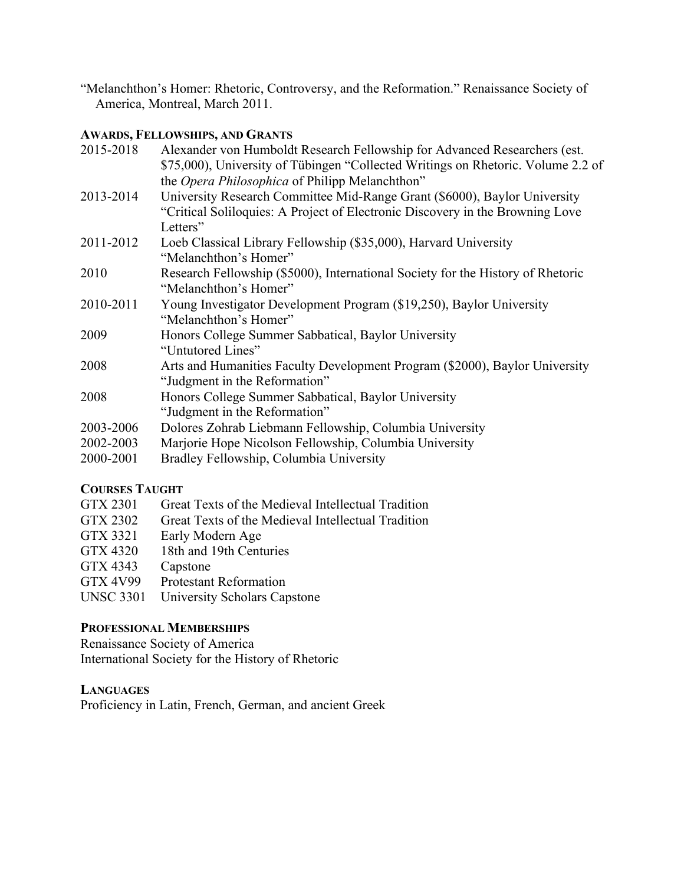"Melanchthon's Homer: Rhetoric, Controversy, and the Reformation." Renaissance Society of America, Montreal, March 2011.

## Awards, Fellowships, and Grants

| | |
|---|---|
| 2015-2018 | Alexander von Humboldt Research Fellowship for Advanced Researchers (est. $75,000), University of Tübingen "Collected Writings on Rhetoric. Volume 2.2 of the *Opera Philosophica* of Philipp Melanchthon" |
| 2013-2014 | University Research Committee Mid-Range Grant ($6000), Baylor University "Critical Soliloquies: A Project of Electronic Discovery in the Browning Love Letters" |
| 2011-2012 | Loeb Classical Library Fellowship ($35,000), Harvard University "Melanchthon's Homer" |
| 2010 | Research Fellowship ($5000), International Society for the History of Rhetoric "Melanchthon's Homer" |
| 2010-2011 | Young Investigator Development Program ($19,250), Baylor University "Melanchthon's Homer" |
| 2009 | Honors College Summer Sabbatical, Baylor University "Untutored Lines" |
| 2008 | Arts and Humanities Faculty Development Program ($2000), Baylor University "Judgment in the Reformation" |
| 2008 | Honors College Summer Sabbatical, Baylor University "Judgment in the Reformation" |
| 2003-2006 | Dolores Zohrab Liebmann Fellowship, Columbia University |
| 2002-2003 | Marjorie Hope Nicolson Fellowship, Columbia University |
| 2000-2001 | Bradley Fellowship, Columbia University |

## Courses Taught

| | |
|---|---|
| GTX 2301 | Great Texts of the Medieval Intellectual Tradition |
| GTX 2302 | Great Texts of the Medieval Intellectual Tradition |
| GTX 3321 | Early Modern Age |
| GTX 4320 | 18th and 19th Centuries |
| GTX 4343 | Capstone |
| GTX 4V99 | Protestant Reformation |
| UNSC 3301 | University Scholars Capstone |

## Professional Memberships

Renaissance Society of America

International Society for the History of Rhetoric

## Languages

Proficiency in Latin, French, German, and ancient Greek